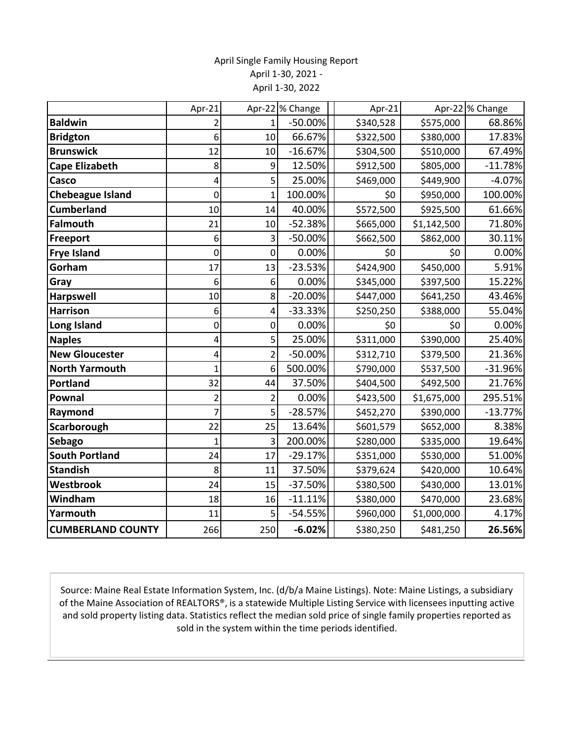April Single Family Housing Report
April 1-30, 2021 -
April 1-30, 2022

| | Apr-21 | Apr-22 | % Change | Apr-21 | Apr-22 | % Change |
|---|---|---|---|---|---|---|
| **Baldwin** | 2 | 1 | -50.00% | $340,528 | $575,000 | 68.86% |
| **Bridgton** | 6 | 10 | 66.67% | $322,500 | $380,000 | 17.83% |
| **Brunswick** | 12 | 10 | -16.67% | $304,500 | $510,000 | 67.49% |
| **Cape Elizabeth** | 8 | 9 | 12.50% | $912,500 | $805,000 | -11.78% |
| **Casco** | 4 | 5 | 25.00% | $469,000 | $449,900 | -4.07% |
| **Chebeague Island** | 0 | 1 | 100.00% | $0 | $950,000 | 100.00% |
| **Cumberland** | 10 | 14 | 40.00% | $572,500 | $925,500 | 61.66% |
| **Falmouth** | 21 | 10 | -52.38% | $665,000 | $1,142,500 | 71.80% |
| **Freeport** | 6 | 3 | -50.00% | $662,500 | $862,000 | 30.11% |
| **Frye Island** | 0 | 0 | 0.00% | $0 | $0 | 0.00% |
| **Gorham** | 17 | 13 | -23.53% | $424,900 | $450,000 | 5.91% |
| **Gray** | 6 | 6 | 0.00% | $345,000 | $397,500 | 15.22% |
| **Harpswell** | 10 | 8 | -20.00% | $447,000 | $641,250 | 43.46% |
| **Harrison** | 6 | 4 | -33.33% | $250,250 | $388,000 | 55.04% |
| **Long Island** | 0 | 0 | 0.00% | $0 | $0 | 0.00% |
| **Naples** | 4 | 5 | 25.00% | $311,000 | $390,000 | 25.40% |
| **New Gloucester** | 4 | 2 | -50.00% | $312,710 | $379,500 | 21.36% |
| **North Yarmouth** | 1 | 6 | 500.00% | $790,000 | $537,500 | -31.96% |
| **Portland** | 32 | 44 | 37.50% | $404,500 | $492,500 | 21.76% |
| **Pownal** | 2 | 2 | 0.00% | $423,500 | $1,675,000 | 295.51% |
| **Raymond** | 7 | 5 | -28.57% | $452,270 | $390,000 | -13.77% |
| **Scarborough** | 22 | 25 | 13.64% | $601,579 | $652,000 | 8.38% |
| **Sebago** | 1 | 3 | 200.00% | $280,000 | $335,000 | 19.64% |
| **South Portland** | 24 | 17 | -29.17% | $351,000 | $530,000 | 51.00% |
| **Standish** | 8 | 11 | 37.50% | $379,624 | $420,000 | 10.64% |
| **Westbrook** | 24 | 15 | -37.50% | $380,500 | $430,000 | 13.01% |
| **Windham** | 18 | 16 | -11.11% | $380,000 | $470,000 | 23.68% |
| **Yarmouth** | 11 | 5 | -54.55% | $960,000 | $1,000,000 | 4.17% |
| **CUMBERLAND COUNTY** | 266 | 250 | **-6.02%** | $380,250 | $481,250 | **26.56%** |

Source: Maine Real Estate Information System, Inc. (d/b/a Maine Listings). Note: Maine Listings, a subsidiary of the Maine Association of REALTORS®, is a statewide Multiple Listing Service with licensees inputting active and sold property listing data. Statistics reflect the median sold price of single family properties reported as sold in the system within the time periods identified.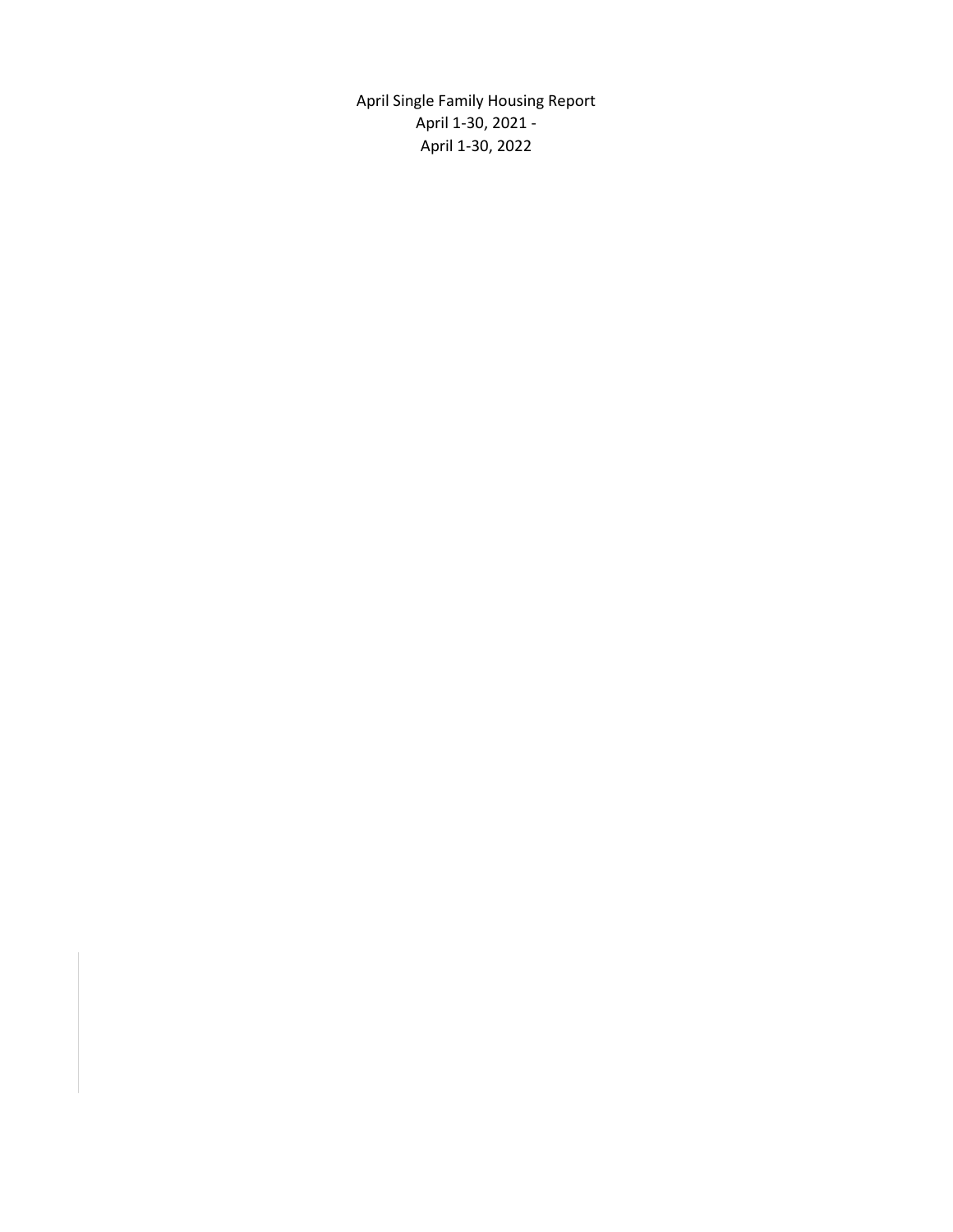April Single Family Housing Report

April 1-30, 2021 -

April 1-30, 2022